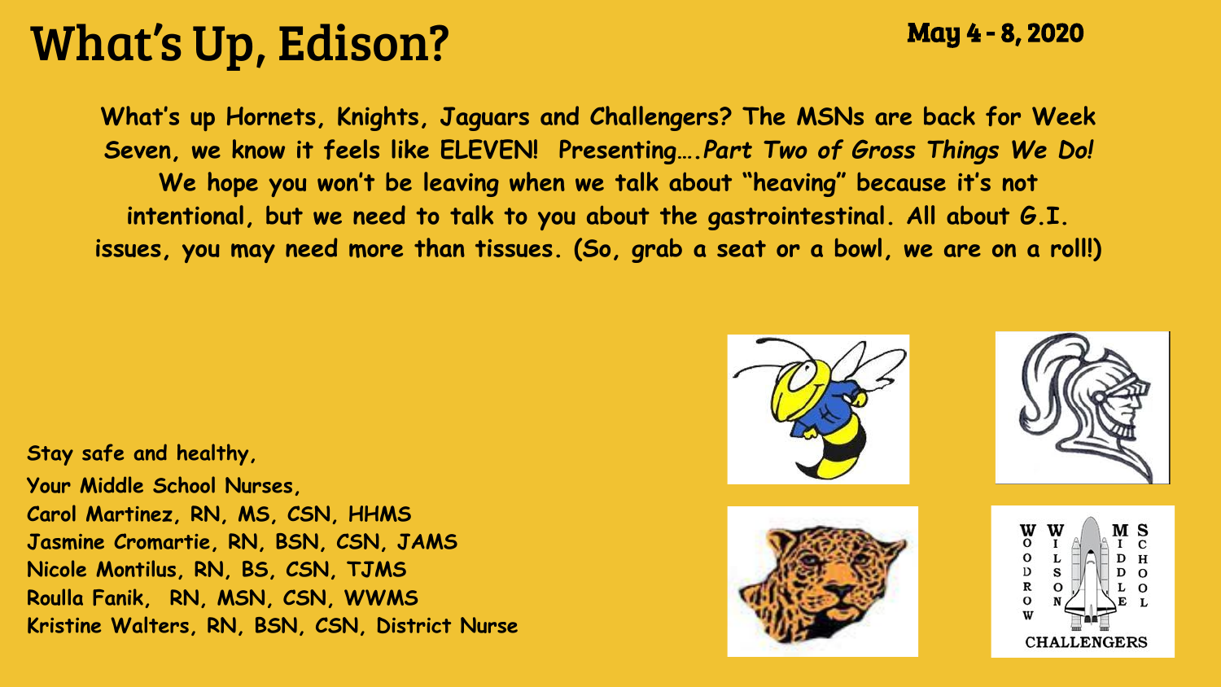# What's Up, Edison?

**May 4 - 8, 2020**

**What's up Hornets, Knights, Jaguars and Challengers? The MSNs are back for Week Seven, we know it feels like ELEVEN! Presenting….*Part Two of Gross Things We Do!* We hope you won't be leaving when we talk about "heaving" because it's not intentional, but we need to talk to you about the gastrointestinal. All about G.I. issues, you may need more than tissues. (So, grab a seat or a bowl, we are on a roll!)**

**Stay safe and healthy,**
**Your Middle School Nurses,**
**Carol Martinez, RN, MS, CSN, HHMS**
**Jasmine Cromartie, RN, BSN, CSN, JAMS**
**Nicole Montilus, RN, BS, CSN, TJMS**
**Roulla Fanik, RN, MSN, CSN, WWMS**
**Kristine Walters, RN, BSN, CSN, District Nurse**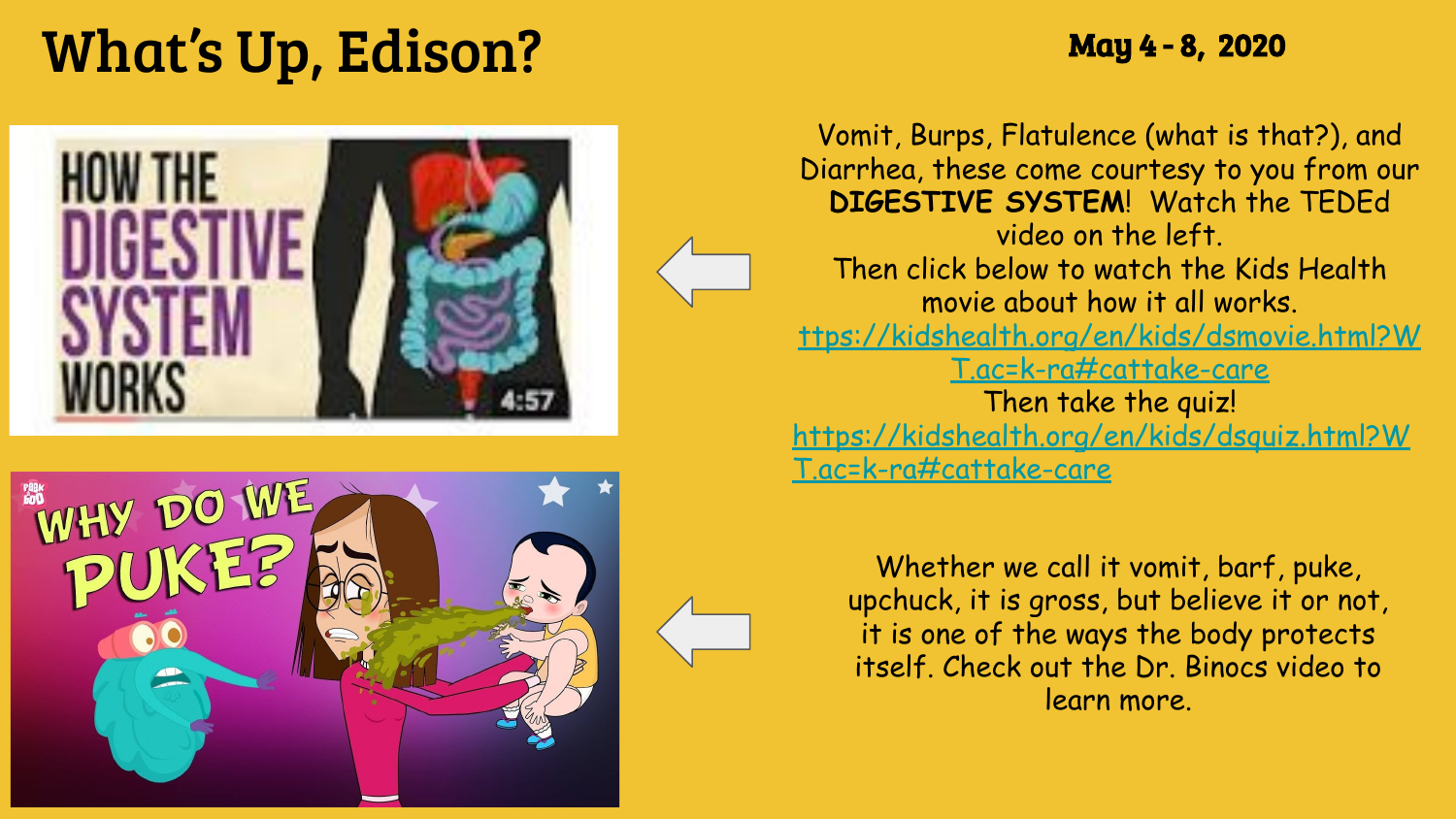# What's Up, Edison?

**May 4 - 8, 2020**

Vomit, Burps, Flatulence (what is that?), and Diarrhea, these come courtesy to you from our **DIGESTIVE SYSTEM**! Watch the TEDEd video on the left.

Then click below to watch the Kids Health movie about how it all works.

ttps://kidshealth.org/en/kids/dsmovie.html?WT.ac=k-ra#cattake-care

Then take the quiz!

https://kidshealth.org/en/kids/dsquiz.html?WT.ac=k-ra#cattake-care

Whether we call it vomit, barf, puke, upchuck, it is gross, but believe it or not, it is one of the ways the body protects itself. Check out the Dr. Binocs video to learn more.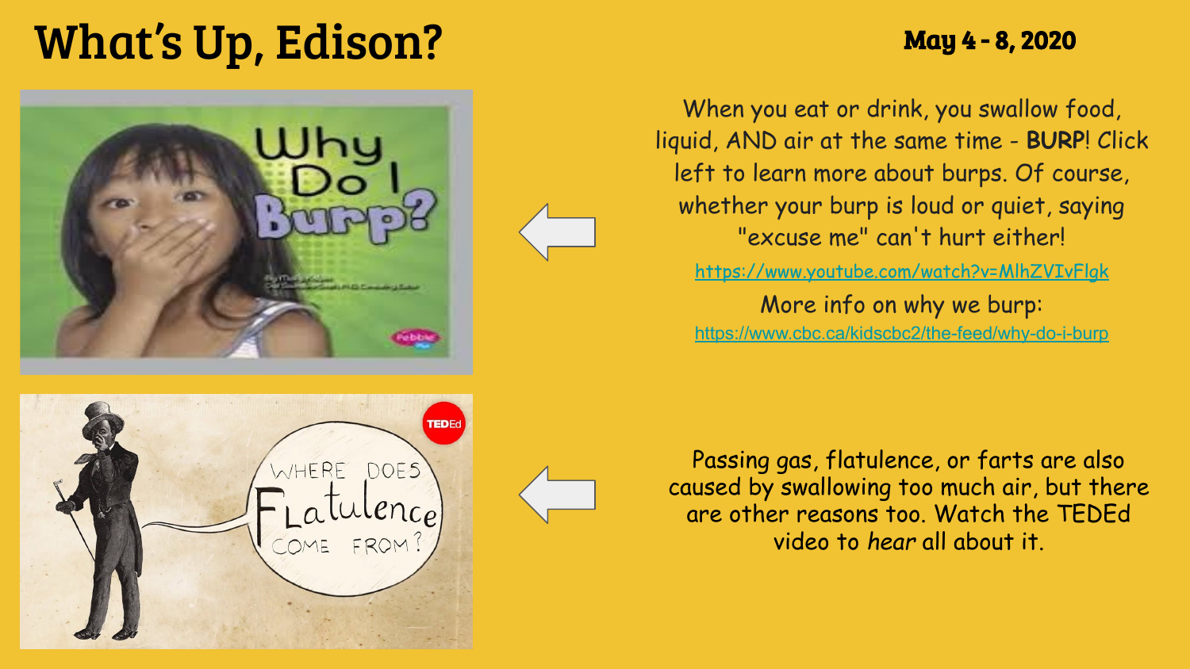# What's Up, Edison?

**May 4 - 8, 2020**

When you eat or drink, you swallow food, liquid, AND air at the same time - **BURP**! Click left to learn more about burps. Of course, whether your burp is loud or quiet, saying "excuse me" can't hurt either!

https://www.youtube.com/watch?v=MlhZVIvFlgk

More info on why we burp:

https://www.cbc.ca/kidscbc2/the-feed/why-do-i-burp

Passing gas, flatulence, or farts are also caused by swallowing too much air, but there are other reasons too. Watch the TEDEd video to *hear* all about it.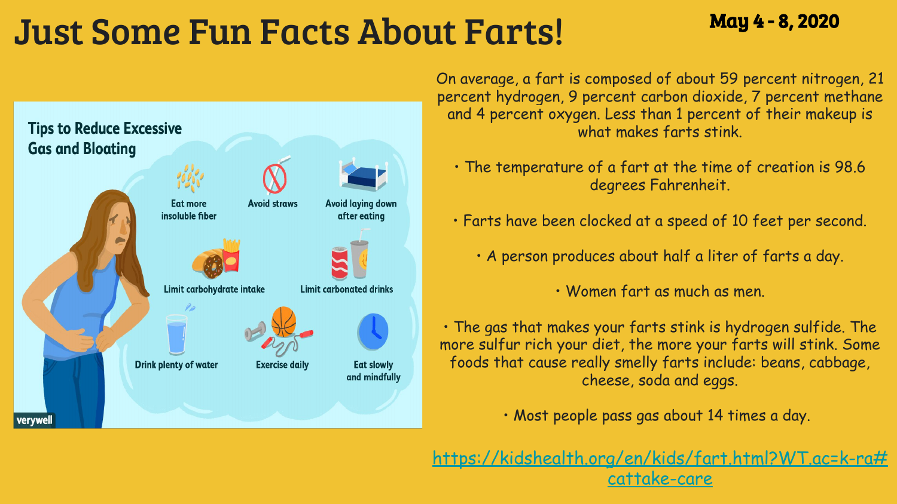# Just Some Fun Facts About Farts!

**May 4 - 8, 2020**

**Tips to Reduce Excessive Gas and Bloating**

- Eat more insoluble fiber
- Avoid straws
- Avoid laying down after eating
- Limit carbohydrate intake
- Limit carbonated drinks
- Drink plenty of water
- Exercise daily
- Eat slowly and mindfully

verywell

On average, a fart is composed of about 59 percent nitrogen, 21 percent hydrogen, 9 percent carbon dioxide, 7 percent methane and 4 percent oxygen. Less than 1 percent of their makeup is what makes farts stink.

- The temperature of a fart at the time of creation is 98.6 degrees Fahrenheit.
- Farts have been clocked at a speed of 10 feet per second.
- A person produces about half a liter of farts a day.
- Women fart as much as men.
- The gas that makes your farts stink is hydrogen sulfide. The more sulfur rich your diet, the more your farts will stink. Some foods that cause really smelly farts include: beans, cabbage, cheese, soda and eggs.
- Most people pass gas about 14 times a day.

https://kidshealth.org/en/kids/fart.html?WT.ac=k-ra#cattake-care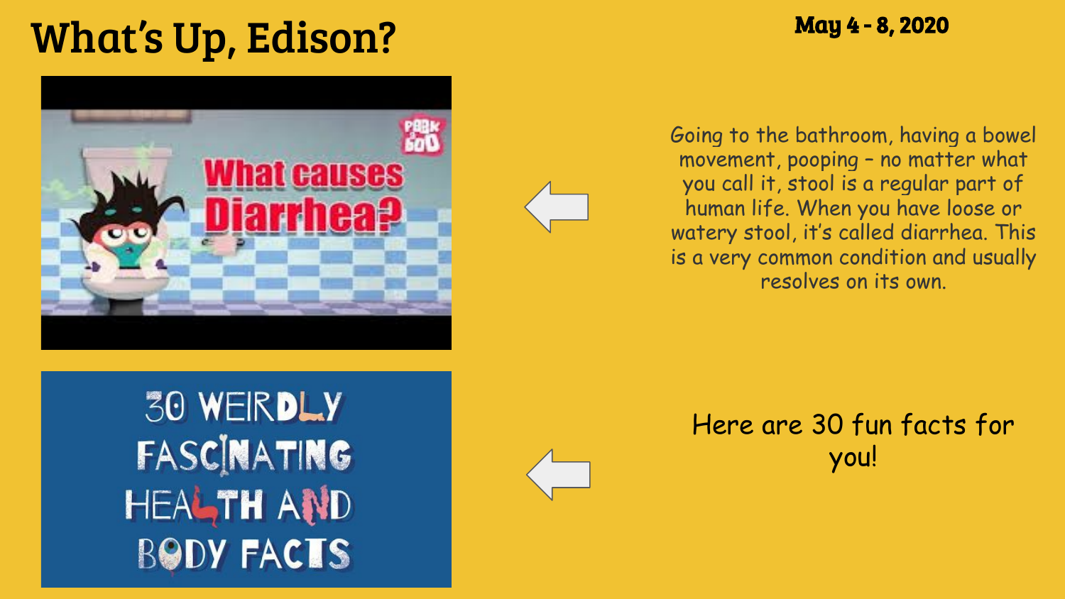# What's Up, Edison?

May 4 - 8, 2020

What causes Diarrhea?

Going to the bathroom, having a bowel movement, pooping – no matter what you call it, stool is a regular part of human life. When you have loose or watery stool, it's called diarrhea. This is a very common condition and usually resolves on its own.

30 WEIRDLY FASCINATING HEALTH AND BODY FACTS

Here are 30 fun facts for you!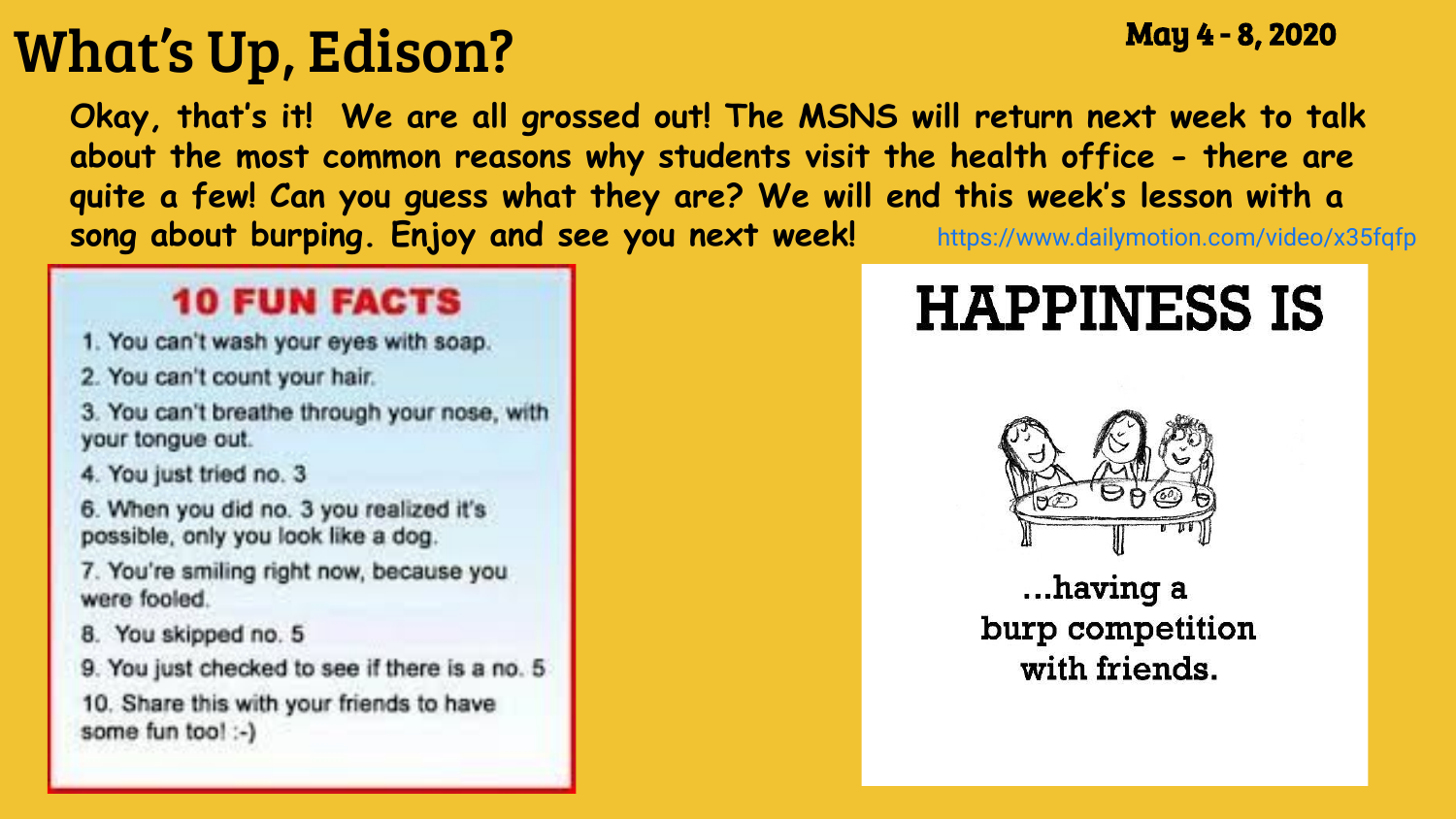# What's Up, Edison?

**May 4 - 8, 2020**

**Okay, that's it! We are all grossed out! The MSNS will return next week to talk about the most common reasons why students visit the health office - there are quite a few! Can you guess what they are? We will end this week's lesson with a song about burping. Enjoy and see you next week!** https://www.dailymotion.com/video/x35fqfp

## 10 FUN FACTS

1. You can't wash your eyes with soap.
2. You can't count your hair.
3. You can't breathe through your nose, with your tongue out.
4. You just tried no. 3

6. When you did no. 3 you realized it's possible, only you look like a dog.
7. You're smiling right now, because you were fooled.
8. You skipped no. 5
9. You just checked to see if there is a no. 5
10. Share this with your friends to have some fun too! :-)

## HAPPINESS IS

...having a burp competition with friends.